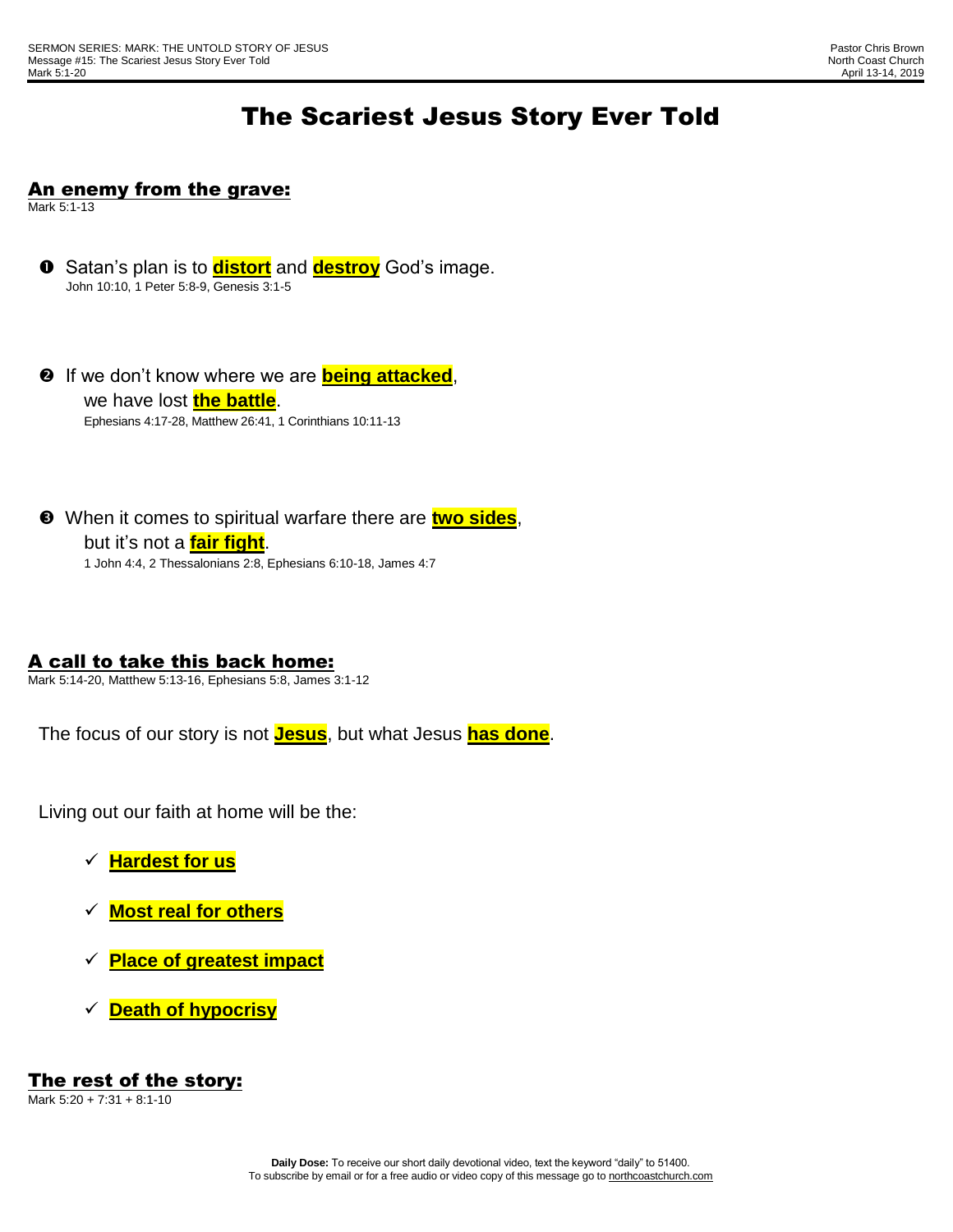SERMON SERIES: MARK: THE UNTOLD STORY OF JESUS
Message #15: The Scariest Jesus Story Ever Told
Mark 5:1-20

Pastor Chris Brown
North Coast Church
April 13-14, 2019

# The Scariest Jesus Story Ever Told

## An enemy from the grave:

Mark 5:1-13

➊ Satan's plan is to **distort** and **destroy** God's image.
John 10:10, 1 Peter 5:8-9, Genesis 3:1-5

➋ If we don't know where we are **being attacked**, we have lost **the battle**.
Ephesians 4:17-28, Matthew 26:41, 1 Corinthians 10:11-13

➌ When it comes to spiritual warfare there are **two sides**, but it's not a **fair fight**.
1 John 4:4, 2 Thessalonians 2:8, Ephesians 6:10-18, James 4:7

## A call to take this back home:

Mark 5:14-20, Matthew 5:13-16, Ephesians 5:8, James 3:1-12

The focus of our story is not **Jesus**, but what Jesus **has done**.

Living out our faith at home will be the:

- ✓ **Hardest for us**
- ✓ **Most real for others**
- ✓ **Place of greatest impact**
- ✓ **Death of hypocrisy**

## The rest of the story:

Mark 5:20 + 7:31 + 8:1-10

**Daily Dose:** To receive our short daily devotional video, text the keyword "daily" to 51400.
To subscribe by email or for a free audio or video copy of this message go to northcoastchurch.com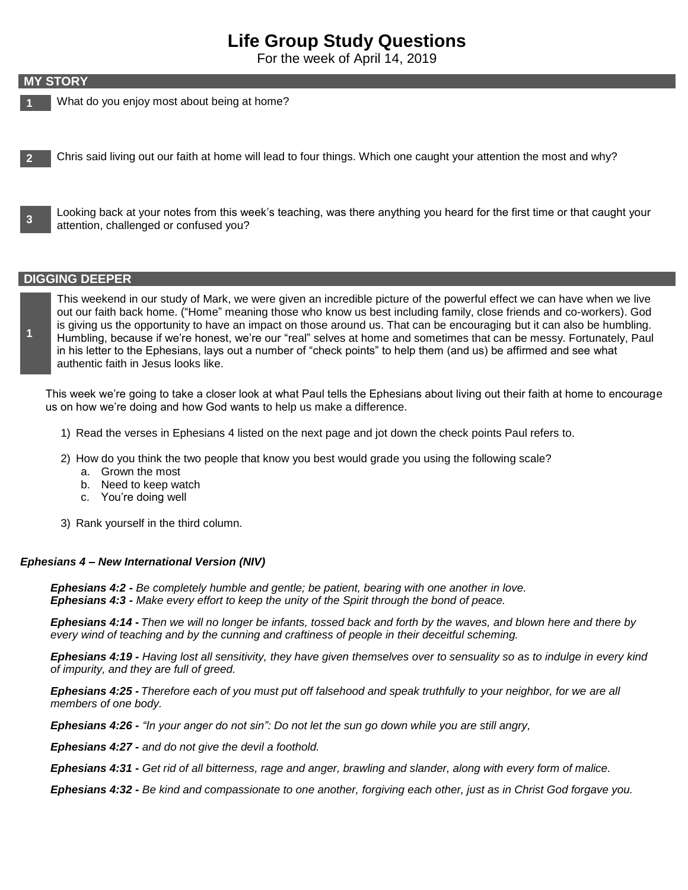# Life Group Study Questions

For the week of April 14, 2019

## MY STORY

**1** What do you enjoy most about being at home?

**2** Chris said living out our faith at home will lead to four things. Which one caught your attention the most and why?

**3** Looking back at your notes from this week's teaching, was there anything you heard for the first time or that caught your attention, challenged or confused you?

## DIGGING DEEPER

**1** This weekend in our study of Mark, we were given an incredible picture of the powerful effect we can have when we live out our faith back home. ("Home" meaning those who know us best including family, close friends and co-workers). God is giving us the opportunity to have an impact on those around us. That can be encouraging but it can also be humbling. Humbling, because if we're honest, we're our "real" selves at home and sometimes that can be messy. Fortunately, Paul in his letter to the Ephesians, lays out a number of "check points" to help them (and us) be affirmed and see what authentic faith in Jesus looks like.

This week we're going to take a closer look at what Paul tells the Ephesians about living out their faith at home to encourage us on how we're doing and how God wants to help us make a difference.

1) Read the verses in Ephesians 4 listed on the next page and jot down the check points Paul refers to.
2) How do you think the two people that know you best would grade you using the following scale?
   a. Grown the most
   b. Need to keep watch
   c. You're doing well
3) Rank yourself in the third column.

***Ephesians 4 – New International Version (NIV)***

***Ephesians 4:2 -*** *Be completely humble and gentle; be patient, bearing with one another in love.*
***Ephesians 4:3 -*** *Make every effort to keep the unity of the Spirit through the bond of peace.*

***Ephesians 4:14 -*** *Then we will no longer be infants, tossed back and forth by the waves, and blown here and there by every wind of teaching and by the cunning and craftiness of people in their deceitful scheming.*

***Ephesians 4:19 -*** *Having lost all sensitivity, they have given themselves over to sensuality so as to indulge in every kind of impurity, and they are full of greed.*

***Ephesians 4:25 -*** *Therefore each of you must put off falsehood and speak truthfully to your neighbor, for we are all members of one body.*

***Ephesians 4:26 -*** *"In your anger do not sin": Do not let the sun go down while you are still angry,*

***Ephesians 4:27 -*** *and do not give the devil a foothold.*

***Ephesians 4:31 -*** *Get rid of all bitterness, rage and anger, brawling and slander, along with every form of malice.*

***Ephesians 4:32 -*** *Be kind and compassionate to one another, forgiving each other, just as in Christ God forgave you.*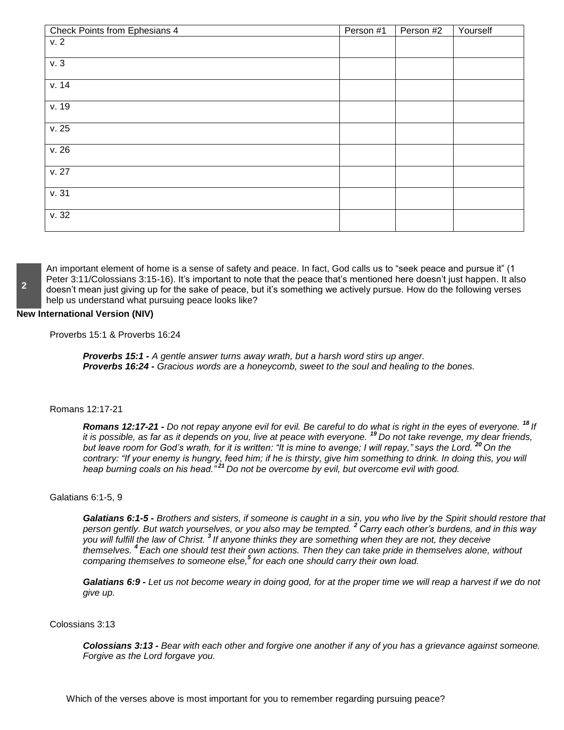| Check Points from Ephesians 4 | Person #1 | Person #2 | Yourself |
|---|---|---|---|
| v. 2 | | | |
| v. 3 | | | |
| v. 14 | | | |
| v. 19 | | | |
| v. 25 | | | |
| v. 26 | | | |
| v. 27 | | | |
| v. 31 | | | |
| v. 32 | | | |

**2** An important element of home is a sense of safety and peace. In fact, God calls us to "seek peace and pursue it" (1 Peter 3:11/Colossians 3:15-16). It's important to note that the peace that's mentioned here doesn't just happen. It also doesn't mean just giving up for the sake of peace, but it's something we actively pursue. How do the following verses help us understand what pursuing peace looks like?

**New International Version (NIV)**

Proverbs 15:1 & Proverbs 16:24

> ***Proverbs 15:1 -*** *A gentle answer turns away wrath, but a harsh word stirs up anger.*
> ***Proverbs 16:24 -*** *Gracious words are a honeycomb, sweet to the soul and healing to the bones.*

Romans 12:17-21

> ***Romans 12:17-21 -*** *Do not repay anyone evil for evil. Be careful to do what is right in the eyes of everyone.* ***18*** *If it is possible, as far as it depends on you, live at peace with everyone.* ***19*** *Do not take revenge, my dear friends, but leave room for God's wrath, for it is written: "It is mine to avenge; I will repay," says the Lord.* ***20*** *On the contrary: "If your enemy is hungry, feed him; if he is thirsty, give him something to drink. In doing this, you will heap burning coals on his head."* ***21*** *Do not be overcome by evil, but overcome evil with good.*

Galatians 6:1-5, 9

> ***Galatians 6:1-5 -*** *Brothers and sisters, if someone is caught in a sin, you who live by the Spirit should restore that person gently. But watch yourselves, or you also may be tempted.* ***2*** *Carry each other's burdens, and in this way you will fulfill the law of Christ.* ***3*** *If anyone thinks they are something when they are not, they deceive themselves.* ***4*** *Each one should test their own actions. Then they can take pride in themselves alone, without comparing themselves to someone else,* ***5*** *for each one should carry their own load.*
>
> ***Galatians 6:9 -*** *Let us not become weary in doing good, for at the proper time we will reap a harvest if we do not give up.*

Colossians 3:13

> ***Colossians 3:13 -*** *Bear with each other and forgive one another if any of you has a grievance against someone. Forgive as the Lord forgave you.*

Which of the verses above is most important for you to remember regarding pursuing peace?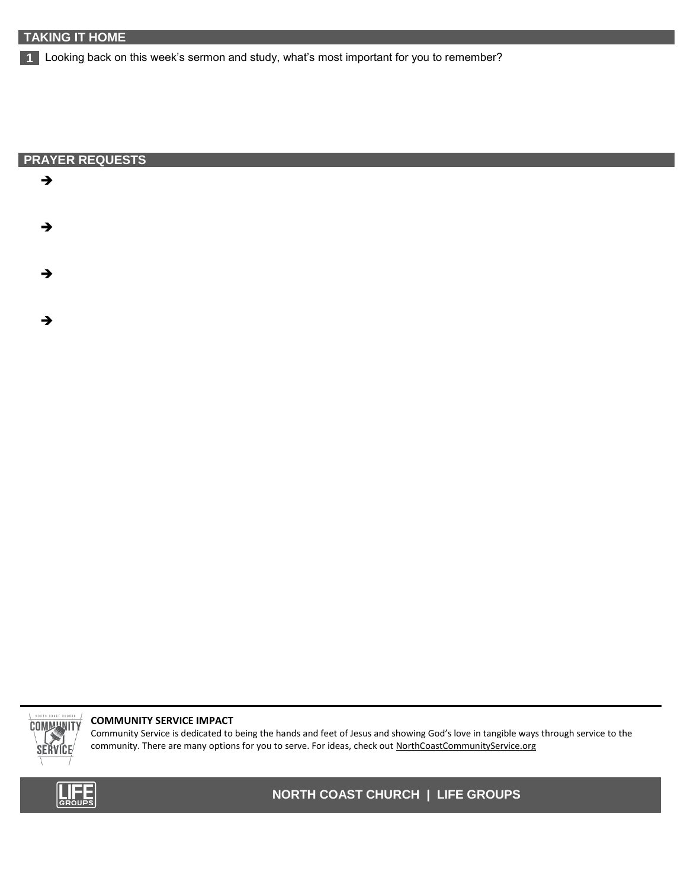## TAKING IT HOME

**1** Looking back on this week's sermon and study, what's most important for you to remember?

## PRAYER REQUESTS

➔

➔

➔

➔

**COMMUNITY SERVICE IMPACT**

Community Service is dedicated to being the hands and feet of Jesus and showing God's love in tangible ways through service to the community. There are many options for you to serve. For ideas, check out NorthCoastCommunityService.org

**NORTH COAST CHURCH | LIFE GROUPS**